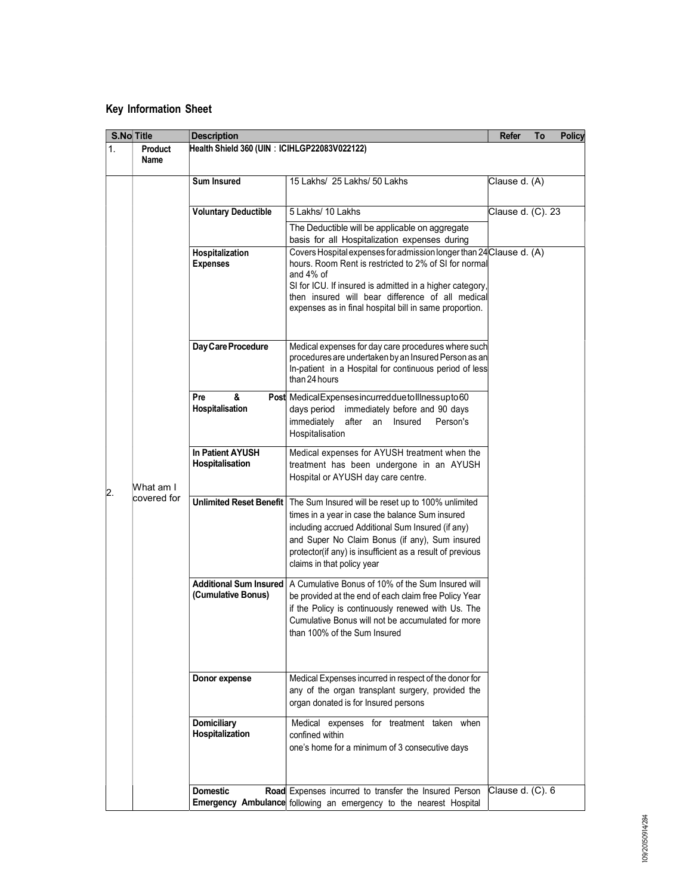## Key Information Sheet

| S.No | Title | Description | | Refer To Policy |
|---|---|---|---|---|
| 1. | Product Name | Health Shield 360 (UIN : ICIHLGP22083V022122) | | |
| 2. | What am I covered for | Sum Insured | 15 Lakhs/ 25 Lakhs/ 50 Lakhs | Clause d. (A) |
| | | Voluntary Deductible | 5 Lakhs/ 10 Lakhs<br>The Deductible will be applicable on aggregate basis for all Hospitalization expenses during | Clause d. (C). 23 |
| | | Hospitalization Expenses | Covers Hospital expenses for admission longer than 24 hours. Room Rent is restricted to 2% of SI for normal and 4% of SI for ICU. If insured is admitted in a higher category, then insured will bear difference of all medical expenses as in final hospital bill in same proportion. | Clause d. (A) |
| | | Day Care Procedure | Medical expenses for day care procedures where such procedures are undertaken by an Insured Person as an In-patient in a Hospital for continuous period of less than 24 hours | |
| | | Pre & Post Hospitalisation | Medical Expenses incurred due to Illness up to 60 days period immediately before and 90 days immediately after an Insured Person's Hospitalisation | |
| | | In Patient AYUSH Hospitalisation | Medical expenses for AYUSH treatment when the treatment has been undergone in an AYUSH Hospital or AYUSH day care centre. | |
| | | Unlimited Reset Benefit | The Sum Insured will be reset up to 100% unlimited times in a year in case the balance Sum insured including accrued Additional Sum Insured (if any) and Super No Claim Bonus (if any), Sum insured protector(if any) is insufficient as a result of previous claims in that policy year | |
| | | Additional Sum Insured (Cumulative Bonus) | A Cumulative Bonus of 10% of the Sum Insured will be provided at the end of each claim free Policy Year if the Policy is continuously renewed with Us. The Cumulative Bonus will not be accumulated for more than 100% of the Sum Insured | |
| | | Donor expense | Medical Expenses incurred in respect of the donor for any of the organ transplant surgery, provided the organ donated is for Insured persons | |
| | | Domiciliary Hospitalization | Medical expenses for treatment taken when confined within one's home for a minimum of 3 consecutive days | |
| | | Domestic Road Emergency Ambulance | Expenses incurred to transfer the Insured Person following an emergency to the nearest Hospital | Clause d. (C). 6 |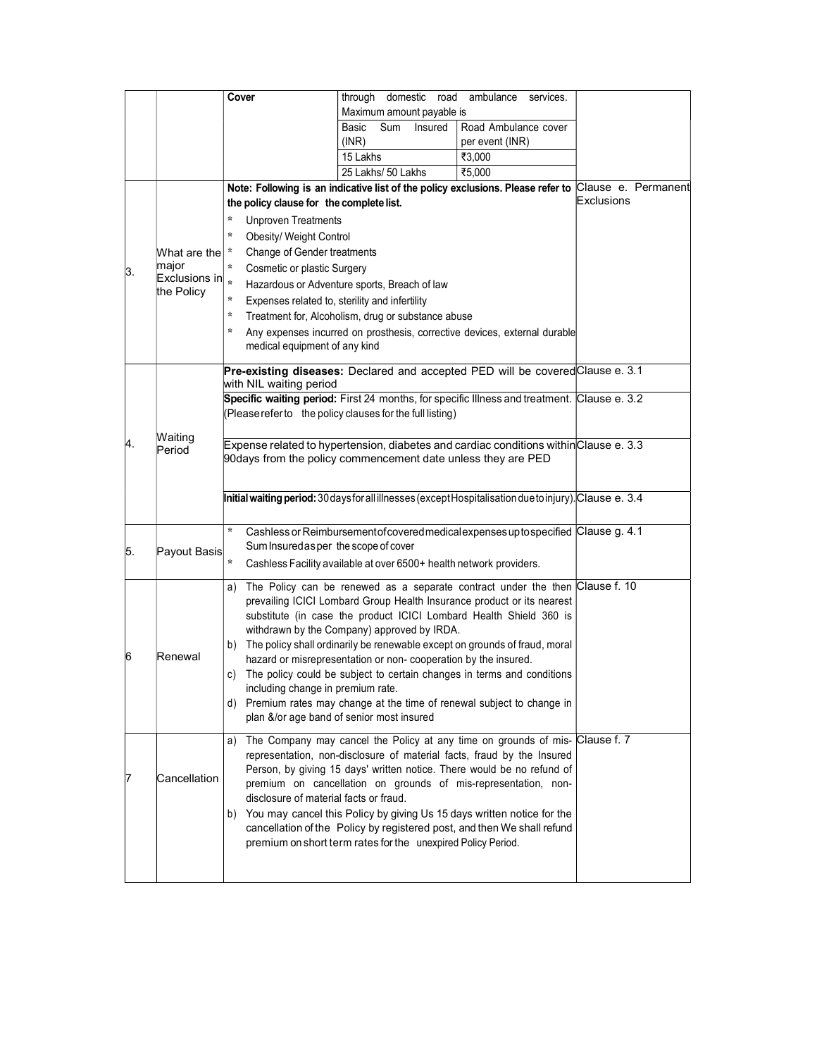| | | | |
|---|---|---|---|
| | | **Cover** through domestic road ambulance services. Maximum amount payable is<br><br>Basic Sum Insured (INR) \| Road Ambulance cover per event (INR)<br>15 Lakhs \| ₹3,000<br>25 Lakhs/ 50 Lakhs \| ₹5,000 | |
| 3. | What are the major Exclusions in the Policy | **Note: Following is an indicative list of the policy exclusions. Please refer to the policy clause for the complete list.**<br>* Unproven Treatments<br>* Obesity/ Weight Control<br>* Change of Gender treatments<br>* Cosmetic or plastic Surgery<br>* Hazardous or Adventure sports, Breach of law<br>* Expenses related to, sterility and infertility<br>* Treatment for, Alcoholism, drug or substance abuse<br>* Any expenses incurred on prosthesis, corrective devices, external durable medical equipment of any kind | Clause e. Permanent Exclusions |
| 4. | Waiting Period | **Pre-existing diseases:** Declared and accepted PED will be covered with NIL waiting period | Clause e. 3.1 |
| | | **Specific waiting period:** First 24 months, for specific Illness and treatment. (Please refer to the policy clauses for the full listing) | Clause e. 3.2 |
| | | Expense related to hypertension, diabetes and cardiac conditions within 90days from the policy commencement date unless they are PED | Clause e. 3.3 |
| | | **Initial waiting period:** 30 days for all illnesses (except Hospitalisation due to injury). | Clause e. 3.4 |
| 5. | Payout Basis | * Cashless or Reimbursement of covered medical expenses up to specified Sum Insured as per the scope of cover<br>* Cashless Facility available at over 6500+ health network providers. | Clause g. 4.1 |
| 6 | Renewal | a) The Policy can be renewed as a separate contract under the then prevailing ICICI Lombard Group Health Insurance product or its nearest substitute (in case the product ICICI Lombard Health Shield 360 is withdrawn by the Company) approved by IRDA.<br>b) The policy shall ordinarily be renewable except on grounds of fraud, moral hazard or misrepresentation or non- cooperation by the insured.<br>c) The policy could be subject to certain changes in terms and conditions including change in premium rate.<br>d) Premium rates may change at the time of renewal subject to change in plan &/or age band of senior most insured | Clause f. 10 |
| 7 | Cancellation | a) The Company may cancel the Policy at any time on grounds of mis-representation, non-disclosure of material facts, fraud by the Insured Person, by giving 15 days' written notice. There would be no refund of premium on cancellation on grounds of mis-representation, non-disclosure of material facts or fraud.<br>b) You may cancel this Policy by giving Us 15 days written notice for the cancellation of the Policy by registered post, and then We shall refund premium on short term rates for the unexpired Policy Period. | Clause f. 7 |